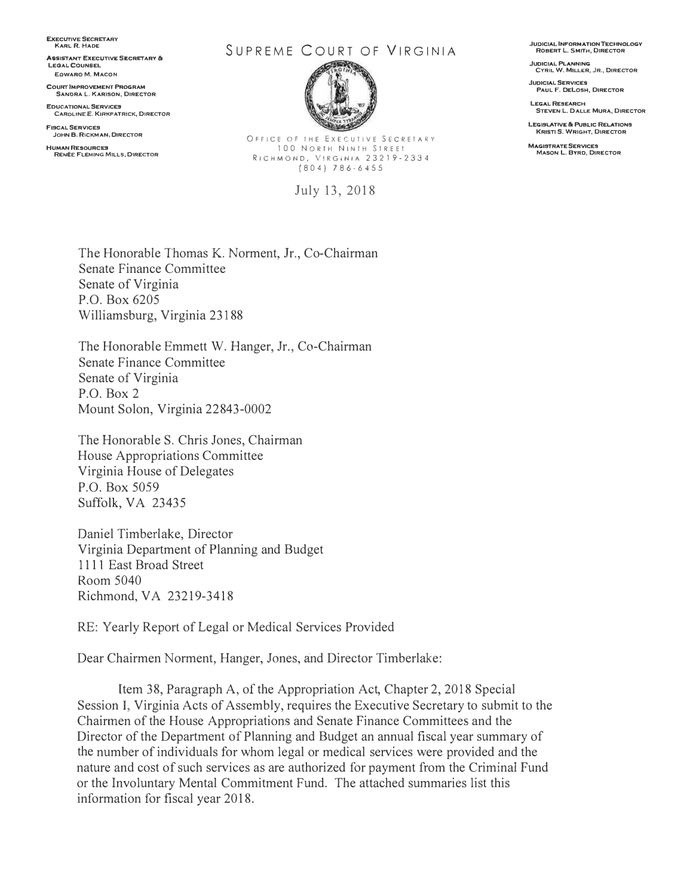**EXECUTIVE SECRETARY**
KARL R. HADE

**ASSISTANT EXECUTIVE SECRETARY & LEGAL COUNSEL**
EDWARD M. MACON

**COURT IMPROVEMENT PROGRAM**
SANDRA L. KARISON, DIRECTOR

**EDUCATIONAL SERVICES**
CAROLINE E. KIRKPATRICK, DIRECTOR

**FISCAL SERVICES**
JOHN B. RICKMAN, DIRECTOR

**HUMAN RESOURCES**
RENÉE FLEMING MILLS, DIRECTOR

# SUPREME COURT OF VIRGINIA

OFFICE OF THE EXECUTIVE SECRETARY
100 NORTH NINTH STREET
RICHMOND, VIRGINIA 23219-2334
(804) 786-6455

**JUDICIAL INFORMATION TECHNOLOGY**
ROBERT L. SMITH, DIRECTOR

**JUDICIAL PLANNING**
CYRIL W. MILLER, JR., DIRECTOR

**JUDICIAL SERVICES**
PAUL F. DELOSH, DIRECTOR

**LEGAL RESEARCH**
STEVEN L. DALLE MURA, DIRECTOR

**LEGISLATIVE & PUBLIC RELATIONS**
KRISTI S. WRIGHT, DIRECTOR

**MAGISTRATE SERVICES**
MASON L. BYRD, DIRECTOR

July 13, 2018

The Honorable Thomas K. Norment, Jr., Co-Chairman
Senate Finance Committee
Senate of Virginia
P.O. Box 6205
Williamsburg, Virginia 23188

The Honorable Emmett W. Hanger, Jr., Co-Chairman
Senate Finance Committee
Senate of Virginia
P.O. Box 2
Mount Solon, Virginia 22843-0002

The Honorable S. Chris Jones, Chairman
House Appropriations Committee
Virginia House of Delegates
P.O. Box 5059
Suffolk, VA 23435

Daniel Timberlake, Director
Virginia Department of Planning and Budget
1111 East Broad Street
Room 5040
Richmond, VA 23219-3418

RE: Yearly Report of Legal or Medical Services Provided

Dear Chairmen Norment, Hanger, Jones, and Director Timberlake:

Item 38, Paragraph A, of the Appropriation Act, Chapter 2, 2018 Special Session I, Virginia Acts of Assembly, requires the Executive Secretary to submit to the Chairmen of the House Appropriations and Senate Finance Committees and the Director of the Department of Planning and Budget an annual fiscal year summary of the number of individuals for whom legal or medical services were provided and the nature and cost of such services as are authorized for payment from the Criminal Fund or the Involuntary Mental Commitment Fund. The attached summaries list this information for fiscal year 2018.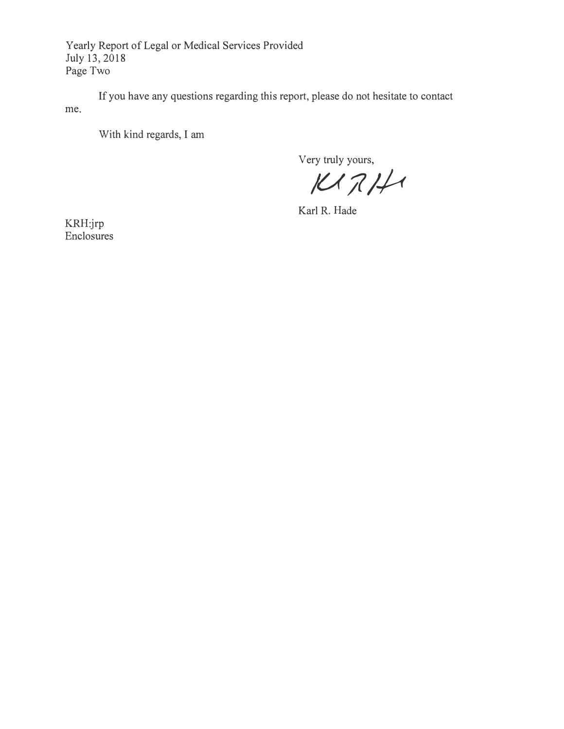Yearly Report of Legal or Medical Services Provided
July 13, 2018
Page Two

If you have any questions regarding this report, please do not hesitate to contact me.

With kind regards, I am

Very truly yours,

KRH

Karl R. Hade

KRH:jrp
Enclosures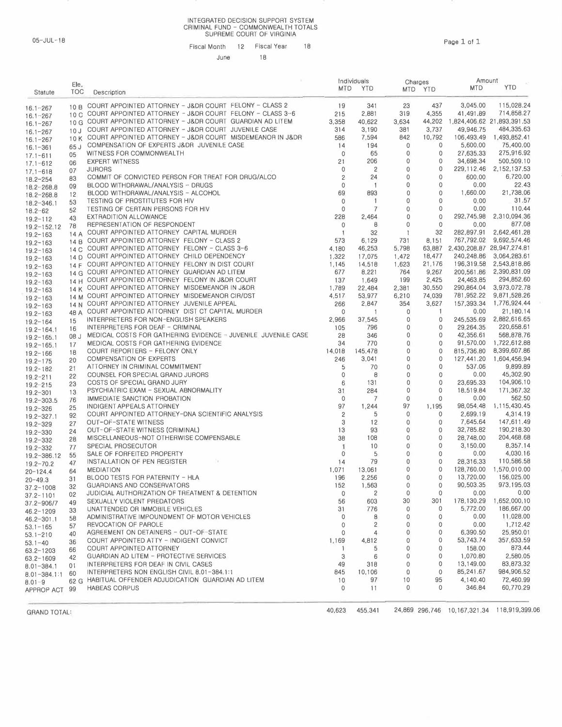# INTEGRATED DECISION SUPPORT SYSTEM
## CRIMINAL FUND - COMMONWEALTH TOTALS
## SUPREME COURT OF VIRGINIA

05-JUL-18

Fiscal Month 12 Fiscal Year 18

June 18

| Statute | Ele. TOC | Description | Individuals MTD | Individuals YTD | Charges MTD | Charges YTD | Amount MTD | Amount YTD |
|---|---|---|---|---|---|---|---|---|
| 16.1-267 | 10 B | COURT APPOINTED ATTORNEY - J&DR COURT FELONY - CLASS 2 | 19 | 341 | 23 | 437 | 3,045.00 | 115,028.24 |
| 16.1-267 | 10 C | COURT APPOINTED ATTORNEY - J&DR COURT FELONY - CLASS 3-6 | 215 | 2,881 | 319 | 4,355 | 41,491.89 | 714,858.27 |
| 16.1-267 | 10 G | COURT APPOINTED ATTORNEY - J&DR COURT GUARDIAN AD LITEM | 3,358 | 40,622 | 3,634 | 44,202 | 1,824,406.62 | 21,893,391.53 |
| 16.1-267 | 10 J | COURT APPOINTED ATTORNEY - J&DR COURT JUVENILE CASE | 314 | 3,190 | 381 | 3,737 | 49,946.75 | 484,335.63 |
| 16.1-267 | 10 K | COURT APPOINTED ATTORNEY - J&DR COURT MISDEMEANOR IN J&DR | 586 | 7,594 | 842 | 10,792 | 106,493.49 | 1,493,852.41 |
| 16.1-361 | 65 J | COMPENSATION OF EXPERTS J&DR JUVENILE CASE | 14 | 194 | 0 | 0 | 5,600.00 | 75,400.00 |
| 17.1-611 | 05 | WITNESS FOR COMMONWEALTH | 0 | 65 | 0 | 0 | 27,635.33 | 275,916.92 |
| 17.1-612 | 06 | EXPERT WITNESS | 21 | 206 | 0 | 0 | 34,698.34 | 500,509.10 |
| 17.1-618 | 07 | JURORS | 0 | 2 | 0 | 0 | 229,112.46 | 2,152,137.53 |
| 18.2-254 | 83 | COMMIT OF CONVICTED PERSON FOR TREAT FOR DRUG/ALCO | 2 | 24 | 0 | 0 | 600.00 | 6,720.00 |
| 18.2-268.8 | 09 | BLOOD WITHDRAWAL/ANALYSIS - DRUGS | 0 | 1 | 0 | 0 | 0.00 | 22.43 |
| 18.2-268.8 | 12 | BLOOD WITHDRAWAL/ANALYSIS - ALCOHOL | 69 | 893 | 0 | 0 | 1,660.00 | 21,738.06 |
| 18.2-346.1 | 53 | TESTING OF PROSTITUTES FOR HIV | 0 | 1 | 0 | 0 | 0.00 | 31.57 |
| 18.2-62 | 52 | TESTING OF CERTAIN PERSONS FOR HIV | 0 | 7 | 0 | 0 | 0.00 | 110.44 |
| 19.2-112 | 43 | EXTRADITION ALLOWANCE | 228 | 2,464 | 0 | 0 | 292,745.98 | 2,310,094.36 |
| 19.2-152.12 | 78 | REPRESENTATION OF RESPONDENT | 0 | 8 | 0 | 0 | 0.00 | 877.08 |
| 19.2-163 | 14 A | COURT APPOINTED ATTORNEY CAPITAL MURDER | 1 | 32 | 1 | 32 | 282,897.91 | 2,642,461.28 |
| 19.2-163 | 14 B | COURT APPOINTED ATTORNEY FELONY - CLASS 2 | 573 | 6,129 | 731 | 8,151 | 767,792.02 | 9,692,574.46 |
| 19.2-163 | 14 C | COURT APPOINTED ATTORNEY FELONY - CLASS 3-6 | 4,180 | 46,253 | 5,798 | 63,887 | 2,430,208.87 | 28,947,274.81 |
| 19.2-163 | 14 D | COURT APPOINTED ATTORNEY CHILD DEPENDENCY | 1,322 | 17,075 | 1,472 | 18,477 | 240,248.86 | 3,064,283.61 |
| 19.2-163 | 14 F | COURT APPOINTED ATTORNEY FELONY IN DIST COURT | 1,145 | 14,518 | 1,623 | 21,176 | 196,319.58 | 2,543,818.86 |
| 19.2-163 | 14 G | COURT APPOINTED ATTORNEY GUARDIAN AD LITEM | 677 | 8,221 | 764 | 9,267 | 200,561.86 | 2,390,831.09 |
| 19.2-163 | 14 H | COURT APPOINTED ATTORNEY FELONY IN J&DR COURT | 137 | 1,649 | 199 | 2,425 | 24,463.85 | 294,852.60 |
| 19.2-163 | 14 K | COURT APPOINTED ATTORNEY MISDEMEANOR IN J&DR | 1,789 | 22,484 | 2,381 | 30,550 | 290,864.04 | 3,973,072.78 |
| 19.2-163 | 14 M | COURT APPOINTED ATTORNEY MISDEMEANOR CIR/DST | 4,517 | 53,977 | 6,210 | 74,039 | 781,952.22 | 9,871,528.26 |
| 19.2-163 | 14 N | COURT APPOINTED ATTORNEY JUVENILE APPEAL | 266 | 2,847 | 354 | 3,627 | 157,393.34 | 1,776,924.44 |
| 19.2-163 | 48 A | COURT APPOINTED ATTORNEY DIST CT CAPITAL MURDER | 0 | 1 | 0 | 1 | 0.00 | 21,180.14 |
| 19.2-164 | 15 | INTERPRETERS FOR NON-ENGLISH SPEAKERS | 2,966 | 37,545 | 0 | 0 | 245,535.69 | 2,882,616.65 |
| 19.2-164.1 | 16 | INTERPRETERS FOR DEAF - CRIMINAL | 105 | 796 | 0 | 0 | 29,264.35 | 220,658.61 |
| 19.2-165.1 | 08 J | MEDICAL COSTS FOR GATHERING EVIDENCE - JUVENILE JUVENILE CASE | 28 | 346 | 0 | 0 | 42,356.61 | 568,878.76 |
| 19.2-165.1 | 17 | MEDICAL COSTS FOR GATHERING EVIDENCE | 34 | 770 | 0 | 0 | 91,570.00 | 1,722,612.88 |
| 19.2-166 | 18 | COURT REPORTERS - FELONY ONLY | 14,018 | 145,478 | 0 | 0 | 815,736.80 | 8,399,607.86 |
| 19.2-175 | 20 | COMPENSATION OF EXPERTS | 246 | 3,041 | 0 | 0 | 127,441.20 | 1,604,456.94 |
| 19.2-182 | 21 | ATTORNEY IN CRIMINAL COMMITMENT | 5 | 70 | 0 | 0 | 537.06 | 9,899.89 |
| 19.2-211 | 22 | COUNSEL FOR SPECIAL GRAND JURORS | 0 | 8 | 0 | 0 | 0.00 | 45,302.90 |
| 19.2-215 | 23 | COSTS OF SPECIAL GRAND JURY | 6 | 131 | 0 | 0 | 23,695.33 | 104,906.10 |
| 19.2-301 | 13 | PSYCHIATRIC EXAM - SEXUAL ABNORMALITY | 31 | 284 | 0 | 0 | 18,519.84 | 171,367.32 |
| 19.2-303.5 | 76 | IMMEDIATE SANCTION PROBATION | 0 | 7 | 0 | 0 | 0.00 | 562.50 |
| 19.2-326 | 25 | INDIGENT APPEALS ATTORNEY | 97 | 1,244 | 97 | 1,195 | 98,054.48 | 1,115,430.45 |
| 19.2-327.1 | 92 | COURT APPOINTED ATTORNEY-DNA SCIENTIFIC ANALYSIS | 2 | 5 | 0 | 0 | 2,699.19 | 4,314.19 |
| 19.2-329 | 27 | OUT-OF-STATE WITNESS | 3 | 12 | 0 | 0 | 7,645.64 | 147,611.49 |
| 19.2-330 | 24 | OUT-OF-STATE WITNESS (CRIMINAL) | 13 | 93 | 0 | 0 | 32,785.82 | 190,218.30 |
| 19.2-332 | 28 | MISCELLANEOUS-NOT OTHERWISE COMPENSABLE | 38 | 108 | 0 | 0 | 28,748.00 | 204,468.68 |
| 19.2-332 | 77 | SPECIAL PROSECUTOR | 1 | 10 | 0 | 0 | 3,150.00 | 8,357.14 |
| 19.2-386.12 | 55 | SALE OF FORFEITED PROPERTY | 0 | 5 | 0 | 0 | 0.00 | 4,030.16 |
| 19.2-70.2 | 47 | INSTALLATION OF PEN REGISTER | 14 | 79 | 0 | 0 | 28,316.33 | 110,586.58 |
| 20-124.4 | 64 | MEDIATION | 1,071 | 13,061 | 0 | 0 | 128,760.00 | 1,570,010.00 |
| 20-49.3 | 31 | BLOOD TESTS FOR PATERNITY - HLA | 196 | 2,256 | 0 | 0 | 13,720.00 | 156,025.00 |
| 37.2-1008 | 32 | GUARDIANS AND CONSERVATORS | 152 | 1,563 | 0 | 0 | 90,503.35 | 973,195.03 |
| 37.2-1101 | 02 | JUDICIAL AUTHORIZATION OF TREATMENT & DETENTION | 0 | 2 | 0 | 0 | 0.00 | 0.00 |
| 37.2-906/7 | 49 | SEXUALLY VIOLENT PREDATORS | 56 | 603 | 30 | 301 | 178,130.29 | 1,652,000.10 |
| 46.2-1209 | 33 | UNATTENDED OR IMMOBILE VEHICLES | 31 | 776 | 0 | 0 | 5,772.00 | 186,667.00 |
| 46.2-301.1 | 58 | ADMINISTRATIVE IMPOUNDMENT OF MOTOR VEHICLES | 0 | 8 | 0 | 0 | 0.00 | 11,028.00 |
| 53.1-165 | 57 | REVOCATION OF PAROLE | 0 | 2 | 0 | 0 | 0.00 | 1,712.42 |
| 53.1-210 | 40 | AGREEMENT ON DETAINERS - OUT-OF-STATE | 0 | 4 | 0 | 0 | 6,390.50 | 25,950.01 |
| 53.1-40 | 36 | COURT APPOINTED ATTY - INDIGENT CONVICT | 1,169 | 4,812 | 0 | 0 | 53,743.74 | 357,633.59 |
| 63.2-1203 | 66 | COURT APPOINTED ATTORNEY | 1 | 5 | 0 | 0 | 158.00 | 873.44 |
| 63.2-1609 | 42 | GUARDIAN AD LITEM - PROTECTIVE SERVICES | 3 | 6 | 0 | 0 | 1,070.80 | 2,580.05 |
| 8.01-384.1 | 01 | INTERPRETERS FOR DEAF IN CIVIL CASES | 49 | 318 | 0 | 0 | 13,149.00 | 83,873.32 |
| 8.01-384.1:1 | 60 | INTERPRETERS NON ENGLISH CIVIL 8.01-384.1:1 | 845 | 10,106 | 0 | 0 | 85,241.67 | 984,906.52 |
| 8.01-9 | 62 G | HABITUAL OFFENDER ADJUDICATION GUARDIAN AD LITEM | 10 | 97 | 10 | 95 | 4,140.40 | 72,460.99 |
| APPROP ACT | 99 | HABEAS CORPUS | 0 | 11 | 0 | 0 | 346.84 | 60,770.29 |
| GRAND TOTAL: | | | 40,623 | 455,341 | 24,869 | 296,746 | 10,167,321.34 | 118,919,399.06 |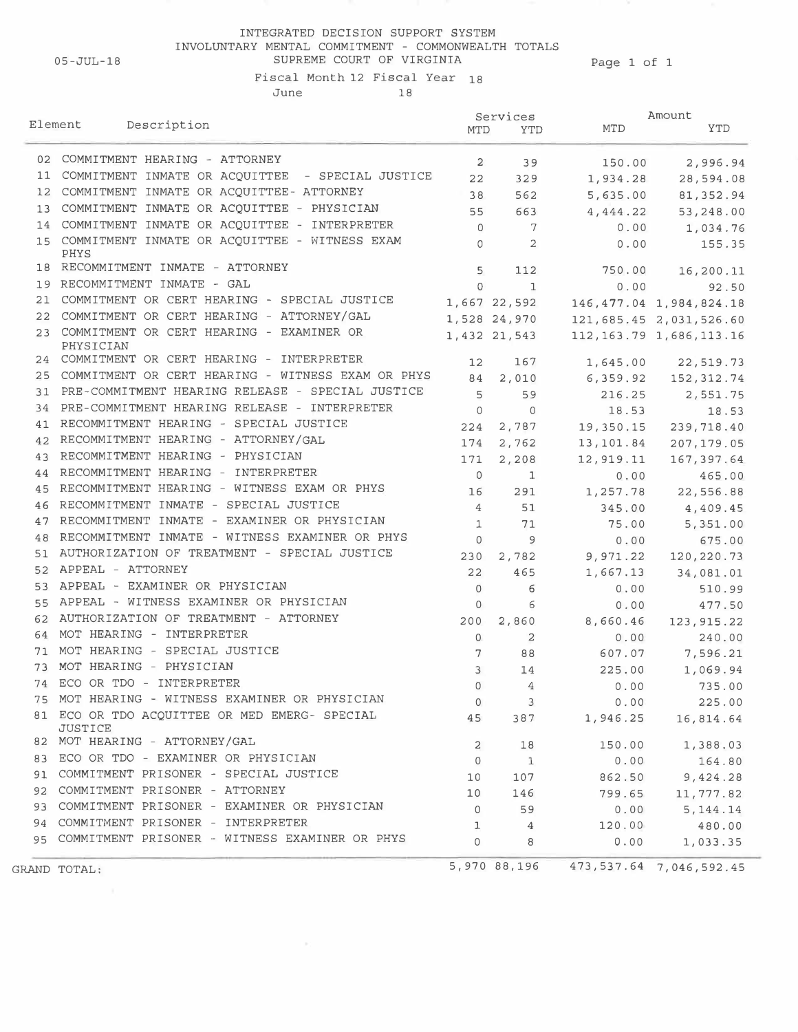INTEGRATED DECISION SUPPORT SYSTEM
INVOLUNTARY MENTAL COMMITMENT - COMMONWEALTH TOTALS
SUPREME COURT OF VIRGINIA

05-JUL-18

Fiscal Month 12 Fiscal Year 18
June 18

| Element | Description | Services MTD | Services YTD | Amount MTD | Amount YTD |
|---|---|---|---|---|---|
| 02 | COMMITMENT HEARING - ATTORNEY | 2 | 39 | 150.00 | 2,996.94 |
| 11 | COMMITMENT INMATE OR ACQUITTEE - SPECIAL JUSTICE | 22 | 329 | 1,934.28 | 28,594.08 |
| 12 | COMMITMENT INMATE OR ACQUITTEE- ATTORNEY | 38 | 562 | 5,635.00 | 81,352.94 |
| 13 | COMMITMENT INMATE OR ACQUITTEE - PHYSICIAN | 55 | 663 | 4,444.22 | 53,248.00 |
| 14 | COMMITMENT INMATE OR ACQUITTEE - INTERPRETER | 0 | 7 | 0.00 | 1,034.76 |
| 15 | COMMITMENT INMATE OR ACQUITTEE - WITNESS EXAM PHYS | 0 | 2 | 0.00 | 155.35 |
| 18 | RECOMMITMENT INMATE - ATTORNEY | 5 | 112 | 750.00 | 16,200.11 |
| 19 | RECOMMITMENT INMATE - GAL | 0 | 1 | 0.00 | 92.50 |
| 21 | COMMITMENT OR CERT HEARING - SPECIAL JUSTICE | 1,667 | 22,592 | 146,477.04 | 1,984,824.18 |
| 22 | COMMITMENT OR CERT HEARING - ATTORNEY/GAL | 1,528 | 24,970 | 121,685.45 | 2,031,526.60 |
| 23 | COMMITMENT OR CERT HEARING - EXAMINER OR PHYSICIAN | 1,432 | 21,543 | 112,163.79 | 1,686,113.16 |
| 24 | COMMITMENT OR CERT HEARING - INTERPRETER | 12 | 167 | 1,645.00 | 22,519.73 |
| 25 | COMMITMENT OR CERT HEARING - WITNESS EXAM OR PHYS | 84 | 2,010 | 6,359.92 | 152,312.74 |
| 31 | PRE-COMMITMENT HEARING RELEASE - SPECIAL JUSTICE | 5 | 59 | 216.25 | 2,551.75 |
| 34 | PRE-COMMITMENT HEARING RELEASE - INTERPRETER | 0 | 0 | 18.53 | 18.53 |
| 41 | RECOMMITMENT HEARING - SPECIAL JUSTICE | 224 | 2,787 | 19,350.15 | 239,718.40 |
| 42 | RECOMMITMENT HEARING - ATTORNEY/GAL | 174 | 2,762 | 13,101.84 | 207,179.05 |
| 43 | RECOMMITMENT HEARING - PHYSICIAN | 171 | 2,208 | 12,919.11 | 167,397.64 |
| 44 | RECOMMITMENT HEARING - INTERPRETER | 0 | 1 | 0.00 | 465.00 |
| 45 | RECOMMITMENT HEARING - WITNESS EXAM OR PHYS | 16 | 291 | 1,257.78 | 22,556.88 |
| 46 | RECOMMITMENT INMATE - SPECIAL JUSTICE | 4 | 51 | 345.00 | 4,409.45 |
| 47 | RECOMMITMENT INMATE - EXAMINER OR PHYSICIAN | 1 | 71 | 75.00 | 5,351.00 |
| 48 | RECOMMITMENT INMATE - WITNESS EXAMINER OR PHYS | 0 | 9 | 0.00 | 675.00 |
| 51 | AUTHORIZATION OF TREATMENT - SPECIAL JUSTICE | 230 | 2,782 | 9,971.22 | 120,220.73 |
| 52 | APPEAL - ATTORNEY | 22 | 465 | 1,667.13 | 34,081.01 |
| 53 | APPEAL - EXAMINER OR PHYSICIAN | 0 | 6 | 0.00 | 510.99 |
| 55 | APPEAL - WITNESS EXAMINER OR PHYSICIAN | 0 | 6 | 0.00 | 477.50 |
| 62 | AUTHORIZATION OF TREATMENT - ATTORNEY | 200 | 2,860 | 8,660.46 | 123,915.22 |
| 64 | MOT HEARING - INTERPRETER | 0 | 2 | 0.00 | 240.00 |
| 71 | MOT HEARING - SPECIAL JUSTICE | 7 | 88 | 607.07 | 7,596.21 |
| 73 | MOT HEARING - PHYSICIAN | 3 | 14 | 225.00 | 1,069.94 |
| 74 | ECO OR TDO - INTERPRETER | 0 | 4 | 0.00 | 735.00 |
| 75 | MOT HEARING - WITNESS EXAMINER OR PHYSICIAN | 0 | 3 | 0.00 | 225.00 |
| 81 | ECO OR TDO ACQUITTEE OR MED EMERG- SPECIAL JUSTICE | 45 | 387 | 1,946.25 | 16,814.64 |
| 82 | MOT HEARING - ATTORNEY/GAL | 2 | 18 | 150.00 | 1,388.03 |
| 83 | ECO OR TDO - EXAMINER OR PHYSICIAN | 0 | 1 | 0.00 | 164.80 |
| 91 | COMMITMENT PRISONER - SPECIAL JUSTICE | 10 | 107 | 862.50 | 9,424.28 |
| 92 | COMMITMENT PRISONER - ATTORNEY | 10 | 146 | 799.65 | 11,777.82 |
| 93 | COMMITMENT PRISONER - EXAMINER OR PHYSICIAN | 0 | 59 | 0.00 | 5,144.14 |
| 94 | COMMITMENT PRISONER - INTERPRETER | 1 | 4 | 120.00 | 480.00 |
| 95 | COMMITMENT PRISONER - WITNESS EXAMINER OR PHYS | 0 | 8 | 0.00 | 1,033.35 |
| GRAND TOTAL: | | 5,970 | 88,196 | 473,537.64 | 7,046,592.45 |